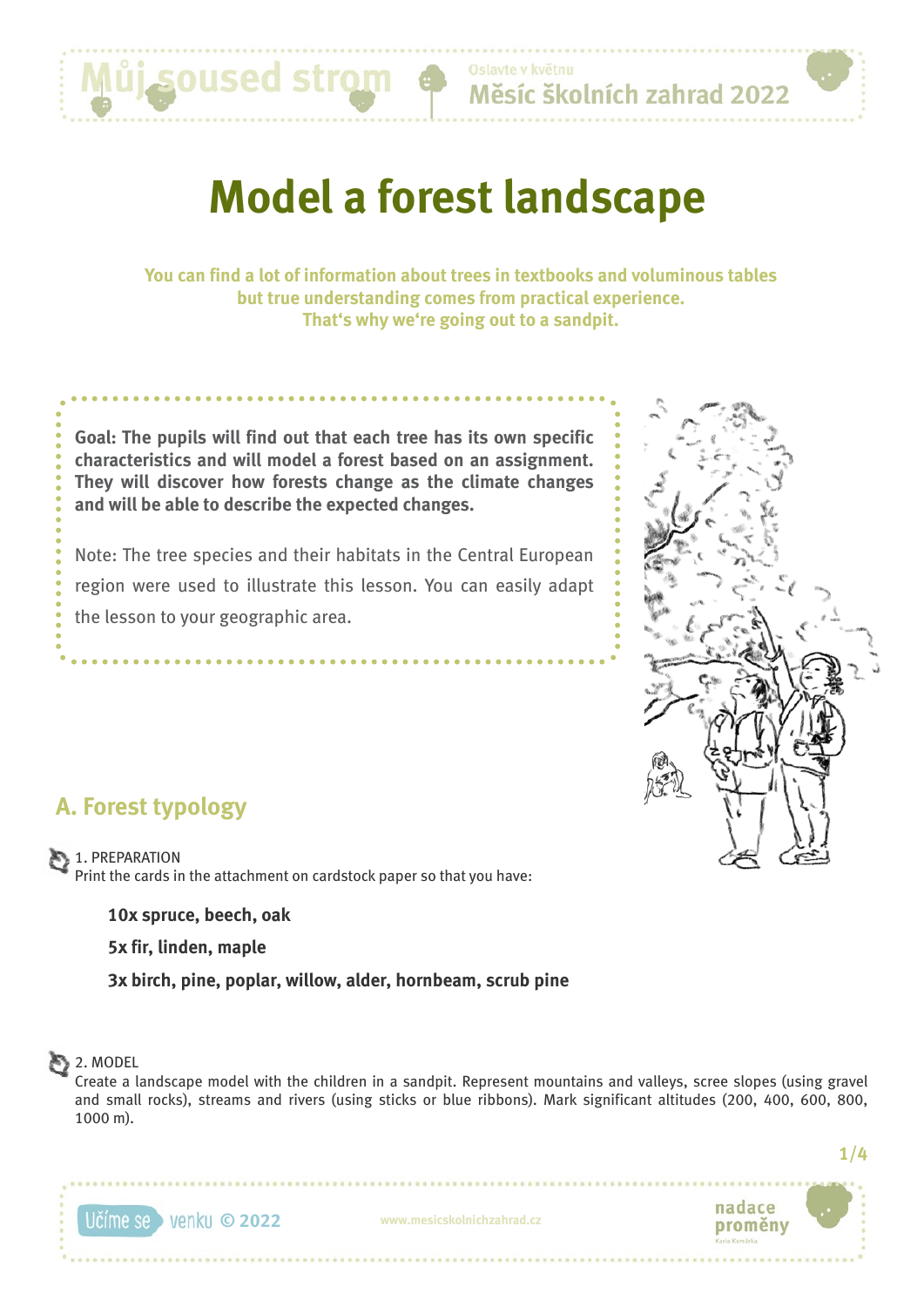# Model a forest landscape

**You can find a lot of information about trees in textbooks and voluminous tables but true understanding comes from practical experience. That‘s why we‘re going out to a sandpit.**

**Goal: The pupils will find out that each tree has its own specific characteristics and will model a forest based on an assignment. They will discover how forests change as the climate changes and will be able to describe the expected changes.**

Note: The tree species and their habitats in the Central European region were used to illustrate this lesson. You can easily adapt the lesson to your geographic area.

## A. Forest typology

1. PREPARATION
Print the cards in the attachment on cardstock paper so that you have:

**10x spruce, beech, oak**

**5x fir, linden, maple**

**3x birch, pine, poplar, willow, alder, hornbeam, scrub pine**

2. MODEL
Create a landscape model with the children in a sandpit. Represent mountains and valleys, scree slopes (using gravel and small rocks), streams and rivers (using sticks or blue ribbons). Mark significant altitudes (200, 400, 600, 800, 1000 m).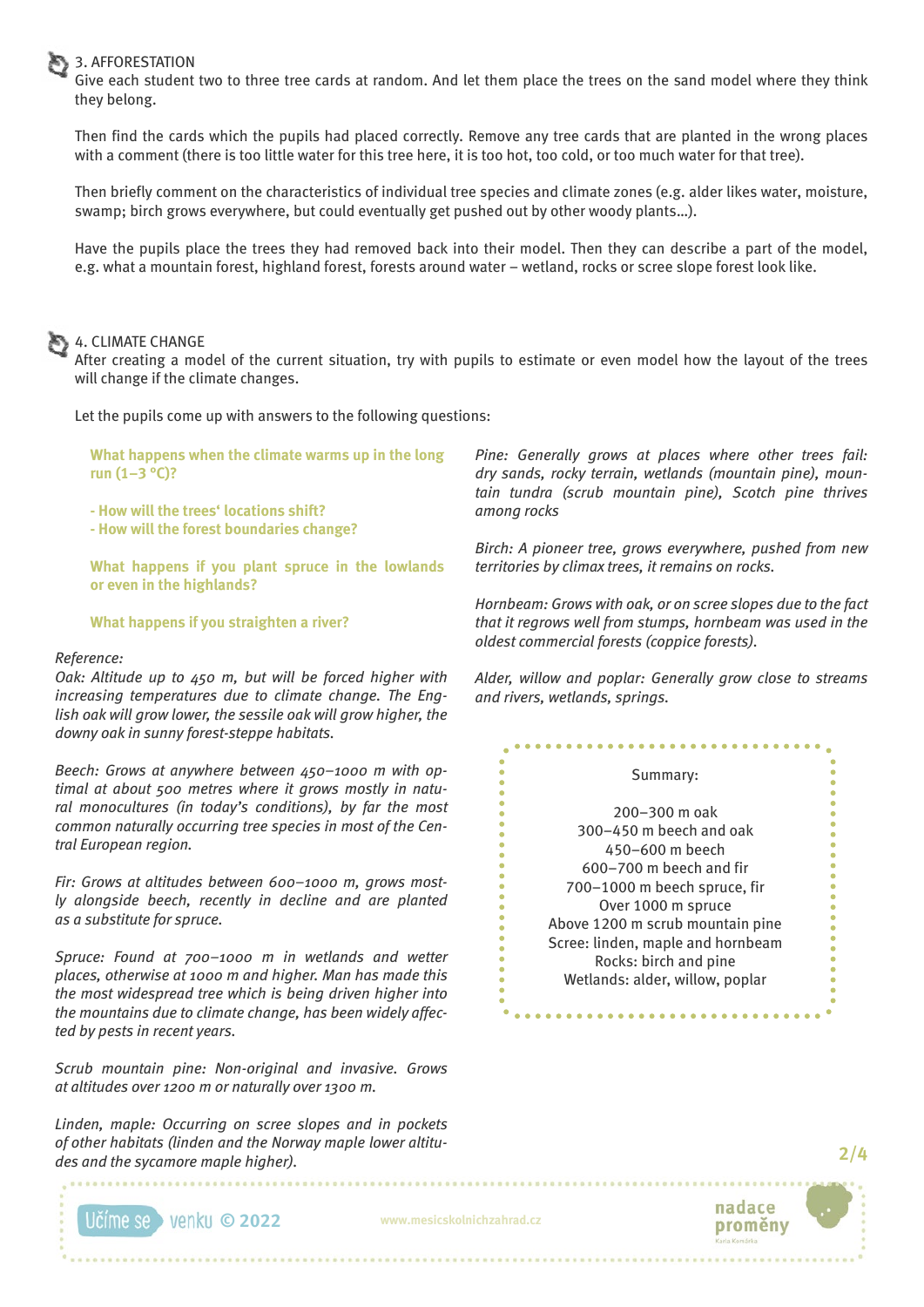## 3. AFFORESTATION

Give each student two to three tree cards at random. And let them place the trees on the sand model where they think they belong.

Then find the cards which the pupils had placed correctly. Remove any tree cards that are planted in the wrong places with a comment (there is too little water for this tree here, it is too hot, too cold, or too much water for that tree).

Then briefly comment on the characteristics of individual tree species and climate zones (e.g. alder likes water, moisture, swamp; birch grows everywhere, but could eventually get pushed out by other woody plants…).

Have the pupils place the trees they had removed back into their model. Then they can describe a part of the model, e.g. what a mountain forest, highland forest, forests around water – wetland, rocks or scree slope forest look like.

## 4. CLIMATE CHANGE

After creating a model of the current situation, try with pupils to estimate or even model how the layout of the trees will change if the climate changes.

Let the pupils come up with answers to the following questions:

**What happens when the climate warms up in the long run (1–3 °C)?**

**- How will the trees' locations shift?**
**- How will the forest boundaries change?**

**What happens if you plant spruce in the lowlands or even in the highlands?**

**What happens if you straighten a river?**

*Reference:*
*Oak: Altitude up to 450 m, but will be forced higher with increasing temperatures due to climate change. The English oak will grow lower, the sessile oak will grow higher, the downy oak in sunny forest-steppe habitats.*

*Beech: Grows at anywhere between 450–1000 m with optimal at about 500 metres where it grows mostly in natural monocultures (in today's conditions), by far the most common naturally occurring tree species in most of the Central European region.*

*Fir: Grows at altitudes between 600–1000 m, grows mostly alongside beech, recently in decline and are planted as a substitute for spruce.*

*Spruce: Found at 700–1000 m in wetlands and wetter places, otherwise at 1000 m and higher. Man has made this the most widespread tree which is being driven higher into the mountains due to climate change, has been widely affected by pests in recent years.*

*Scrub mountain pine: Non-original and invasive. Grows at altitudes over 1200 m or naturally over 1300 m.*

*Linden, maple: Occurring on scree slopes and in pockets of other habitats (linden and the Norway maple lower altitudes and the sycamore maple higher).*

*Pine: Generally grows at places where other trees fail: dry sands, rocky terrain, wetlands (mountain pine), mountain tundra (scrub mountain pine), Scotch pine thrives among rocks*

*Birch: A pioneer tree, grows everywhere, pushed from new territories by climax trees, it remains on rocks.*

*Hornbeam: Grows with oak, or on scree slopes due to the fact that it regrows well from stumps, hornbeam was used in the oldest commercial forests (coppice forests).*

*Alder, willow and poplar: Generally grow close to streams and rivers, wetlands, springs.*

Summary:

200–300 m oak
300–450 m beech and oak
450–600 m beech
600–700 m beech and fir
700–1000 m beech spruce, fir
Over 1000 m spruce
Above 1200 m scrub mountain pine
Scree: linden, maple and hornbeam
Rocks: birch and pine
Wetlands: alder, willow, poplar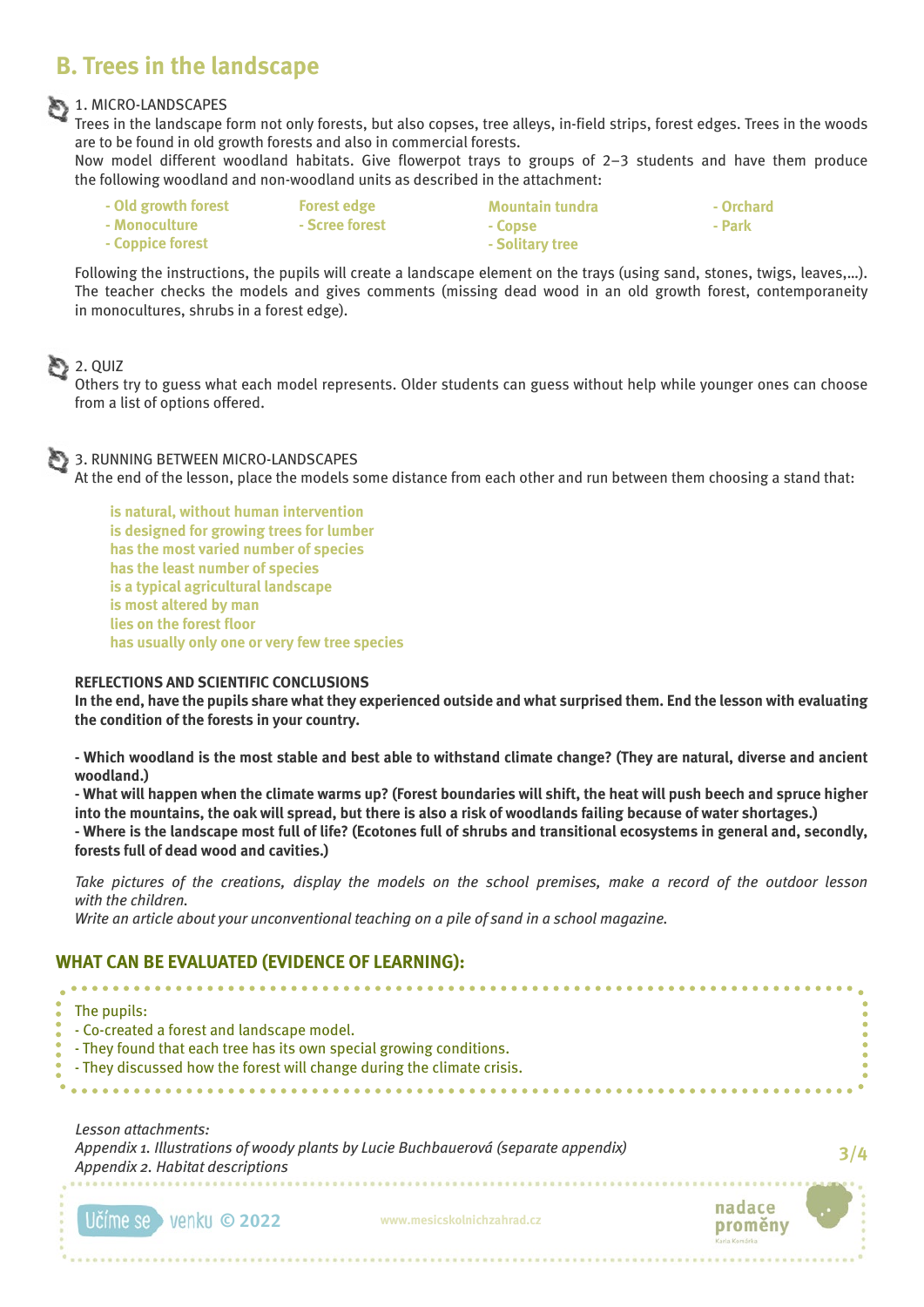## B. Trees in the landscape

1. MICRO-LANDSCAPES

Trees in the landscape form not only forests, but also copses, tree alleys, in-field strips, forest edges. Trees in the woods are to be found in old growth forests and also in commercial forests.

Now model different woodland habitats. Give flowerpot trays to groups of 2–3 students and have them produce the following woodland and non-woodland units as described in the attachment:

- Old growth forest
- Monoculture
- Coppice forest
- Forest edge
- Scree forest
- Mountain tundra
- Copse
- Solitary tree
- Orchard
- Park

Following the instructions, the pupils will create a landscape element on the trays (using sand, stones, twigs, leaves,...). The teacher checks the models and gives comments (missing dead wood in an old growth forest, contemporaneity in monocultures, shrubs in a forest edge).

2. QUIZ

Others try to guess what each model represents. Older students can guess without help while younger ones can choose from a list of options offered.

3. RUNNING BETWEEN MICRO-LANDSCAPES

At the end of the lesson, place the models some distance from each other and run between them choosing a stand that:

- is natural, without human intervention
- is designed for growing trees for lumber
- has the most varied number of species
- has the least number of species
- is a typical agricultural landscape
- is most altered by man
- lies on the forest floor
- has usually only one or very few tree species

**REFLECTIONS AND SCIENTIFIC CONCLUSIONS**

**In the end, have the pupils share what they experienced outside and what surprised them. End the lesson with evaluating the condition of the forests in your country.**

**- Which woodland is the most stable and best able to withstand climate change? (They are natural, diverse and ancient woodland.)**

**- What will happen when the climate warms up? (Forest boundaries will shift, the heat will push beech and spruce higher into the mountains, the oak will spread, but there is also a risk of woodlands failing because of water shortages.)**

**- Where is the landscape most full of life? (Ecotones full of shrubs and transitional ecosystems in general and, secondly, forests full of dead wood and cavities.)**

*Take pictures of the creations, display the models on the school premises, make a record of the outdoor lesson with the children.*

*Write an article about your unconventional teaching on a pile of sand in a school magazine.*

## WHAT CAN BE EVALUATED (EVIDENCE OF LEARNING):

The pupils:
- Co-created a forest and landscape model.
- They found that each tree has its own special growing conditions.
- They discussed how the forest will change during the climate crisis.

*Lesson attachments:*

*Appendix 1. Illustrations of woody plants by Lucie Buchbauerová (separate appendix)*

*Appendix 2. Habitat descriptions*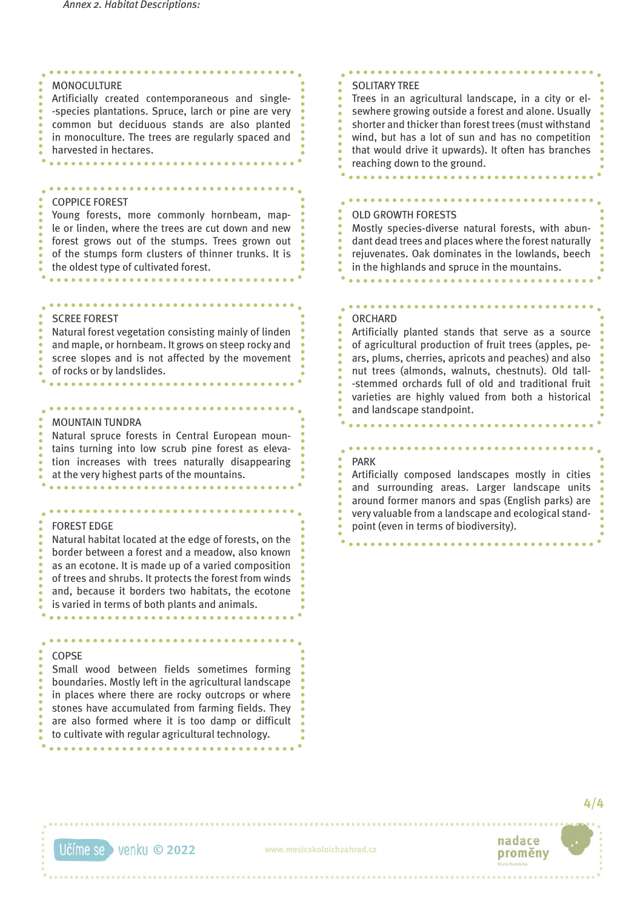*Annex 2. Habitat Descriptions:*

### MONOCULTURE

Artificially created contemporaneous and single-species plantations. Spruce, larch or pine are very common but deciduous stands are also planted in monoculture. The trees are regularly spaced and harvested in hectares.

### COPPICE FOREST

Young forests, more commonly hornbeam, maple or linden, where the trees are cut down and new forest grows out of the stumps. Trees grown out of the stumps form clusters of thinner trunks. It is the oldest type of cultivated forest.

### SCREE FOREST

Natural forest vegetation consisting mainly of linden and maple, or hornbeam. It grows on steep rocky and scree slopes and is not affected by the movement of rocks or by landslides.

### MOUNTAIN TUNDRA

Natural spruce forests in Central European mountains turning into low scrub pine forest as elevation increases with trees naturally disappearing at the very highest parts of the mountains.

### FOREST EDGE

Natural habitat located at the edge of forests, on the border between a forest and a meadow, also known as an ecotone. It is made up of a varied composition of trees and shrubs. It protects the forest from winds and, because it borders two habitats, the ecotone is varied in terms of both plants and animals.

### COPSE

Small wood between fields sometimes forming boundaries. Mostly left in the agricultural landscape in places where there are rocky outcrops or where stones have accumulated from farming fields. They are also formed where it is too damp or difficult to cultivate with regular agricultural technology.

### SOLITARY TREE

Trees in an agricultural landscape, in a city or elsewhere growing outside a forest and alone. Usually shorter and thicker than forest trees (must withstand wind, but has a lot of sun and has no competition that would drive it upwards). It often has branches reaching down to the ground.

### OLD GROWTH FORESTS

Mostly species-diverse natural forests, with abundant dead trees and places where the forest naturally rejuvenates. Oak dominates in the lowlands, beech in the highlands and spruce in the mountains.

### ORCHARD

Artificially planted stands that serve as a source of agricultural production of fruit trees (apples, pears, plums, cherries, apricots and peaches) and also nut trees (almonds, walnuts, chestnuts). Old tall-stemmed orchards full of old and traditional fruit varieties are highly valued from both a historical and landscape standpoint.

### PARK

Artificially composed landscapes mostly in cities and surrounding areas. Larger landscape units around former manors and spas (English parks) are very valuable from a landscape and ecological standpoint (even in terms of biodiversity).